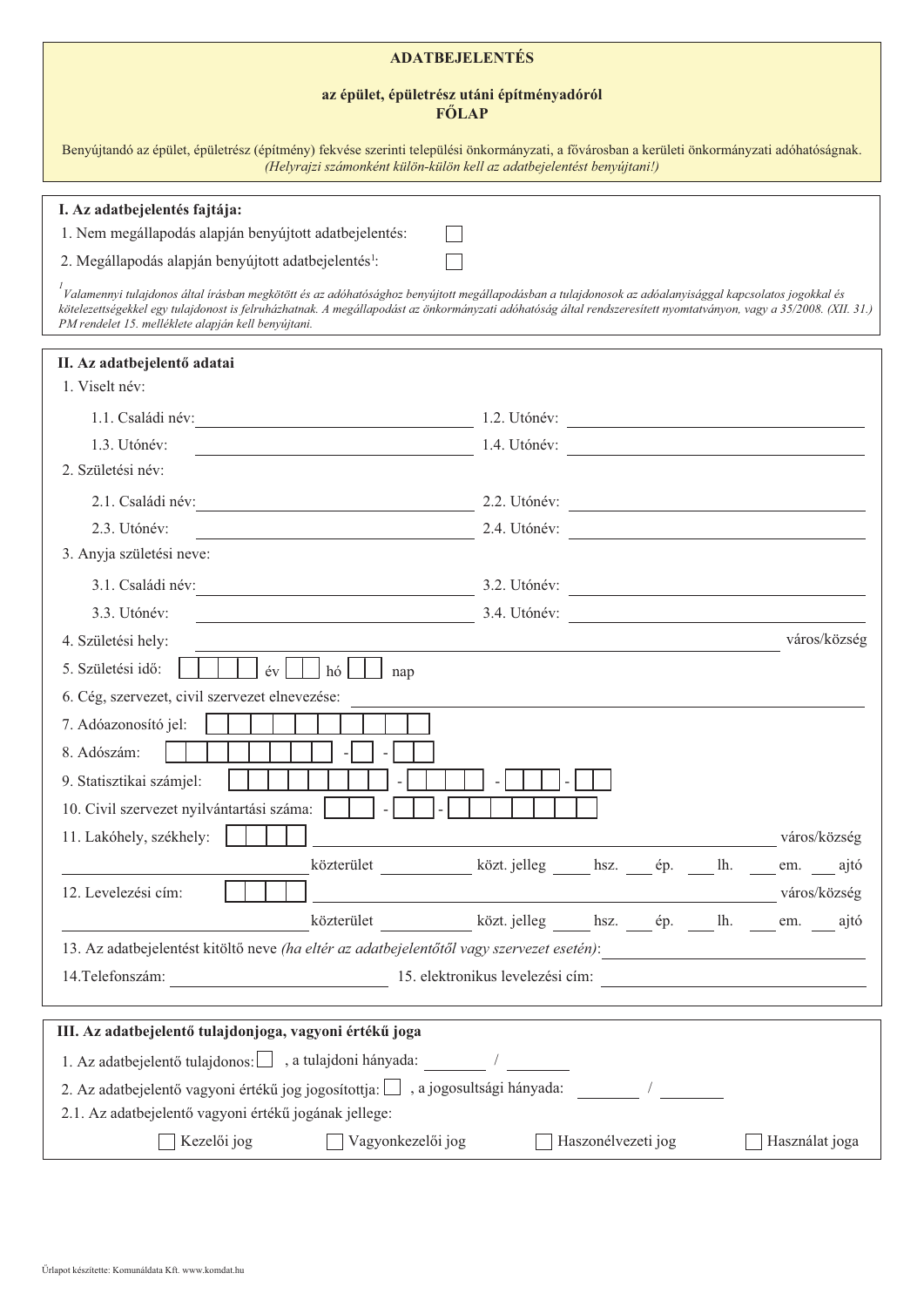# ADATBEJELENTÉS

## az épület, épületrész utáni építményadóról
## FŐLAP

Benyújtandó az épület, épületrész (építmény) fekvése szerinti települési önkormányzati, a fővárosban a kerületi önkormányzati adóhatóságnak.
*(Helyrajzi számonként külön-külön kell az adatbejelentést benyújtani!)*

---

### I. Az adatbejelentés fajtája:

1. Nem megállapodás alapján benyújtott adatbejelentés: ☐
2. Megállapodás alapján benyújtott adatbejelentés[1]: ☐

*[1] Valamennyi tulajdonos által írásban megkötött és az adóhatósághoz benyújtott megállapodásban a tulajdonosok az adóalanyisággal kapcsolatos jogokkal és kötelezettségekkel egy tulajdonost is felruházhatnak. A megállapodást az önkormányzati adóhatóság által rendszeresített nyomtatványon, vagy a 35/2008. (XII. 31.) PM rendelet 15. melléklete alapján kell benyújtani.*

---

### II. Az adatbejelentő adatai

1. Viselt név:
   - 1.1. Családi név: ______________ 1.2. Utónév: ______________
   - 1.3. Utónév: ______________ 1.4. Utónév: ______________
2. Születési név:
   - 2.1. Családi név: ______________ 2.2. Utónév: ______________
   - 2.3. Utónév: ______________ 2.4. Utónév: ______________
3. Anyja születési neve:
   - 3.1. Családi név: ______________ 3.2. Utónév: ______________
   - 3.3. Utónév: ______________ 3.4. Utónév: ______________
4. Születési hely: ______________ város/község
5. Születési idő: ☐☐☐☐ év ☐☐ hó ☐☐ nap
6. Cég, szervezet, civil szervezet elnevezése: ______________
7. Adóazonosító jel: ☐☐☐☐☐☐☐☐☐☐
8. Adószám: ☐☐☐☐☐☐☐☐ - ☐ - ☐☐
9. Statisztikai számjel: ☐☐☐☐☐☐☐☐ - ☐☐☐☐ - ☐☐☐ - ☐☐
10. Civil szervezet nyilvántartási száma: ☐☐ - ☐☐ - ☐☐☐☐☐☐
11. Lakóhely, székhely: ☐☐☐☐ ______________ város/község
    ______________ közterület ______ közt. jelleg ____ hsz. ___ ép. ___ lh. ___ em. ___ ajtó
12. Levelezési cím: ☐☐☐☐ ______________ város/község
    ______________ közterület ______ közt. jelleg ____ hsz. ___ ép. ___ lh. ___ em. ___ ajtó
13. Az adatbejelentést kitöltő neve *(ha eltér az adatbejelentőtől vagy szervezet esetén)*: ______________
14. Telefonszám: ______________ 15. elektronikus levelezési cím: ______________

---

### III. Az adatbejelentő tulajdonjoga, vagyoni értékű joga

1. Az adatbejelentő tulajdonos: ☐ , a tulajdoni hányada: ______ / ______
2. Az adatbejelentő vagyoni értékű jog jogosítottja: ☐ , a jogosultsági hányada: ______ / ______

2.1. Az adatbejelentő vagyoni értékű jogának jellege:

☐ Kezelői jog ☐ Vagyonkezelői jog ☐ Haszonélvezeti jog ☐ Használat joga

Űrlapot készítette: Komunáldata Kft. www.komdat.hu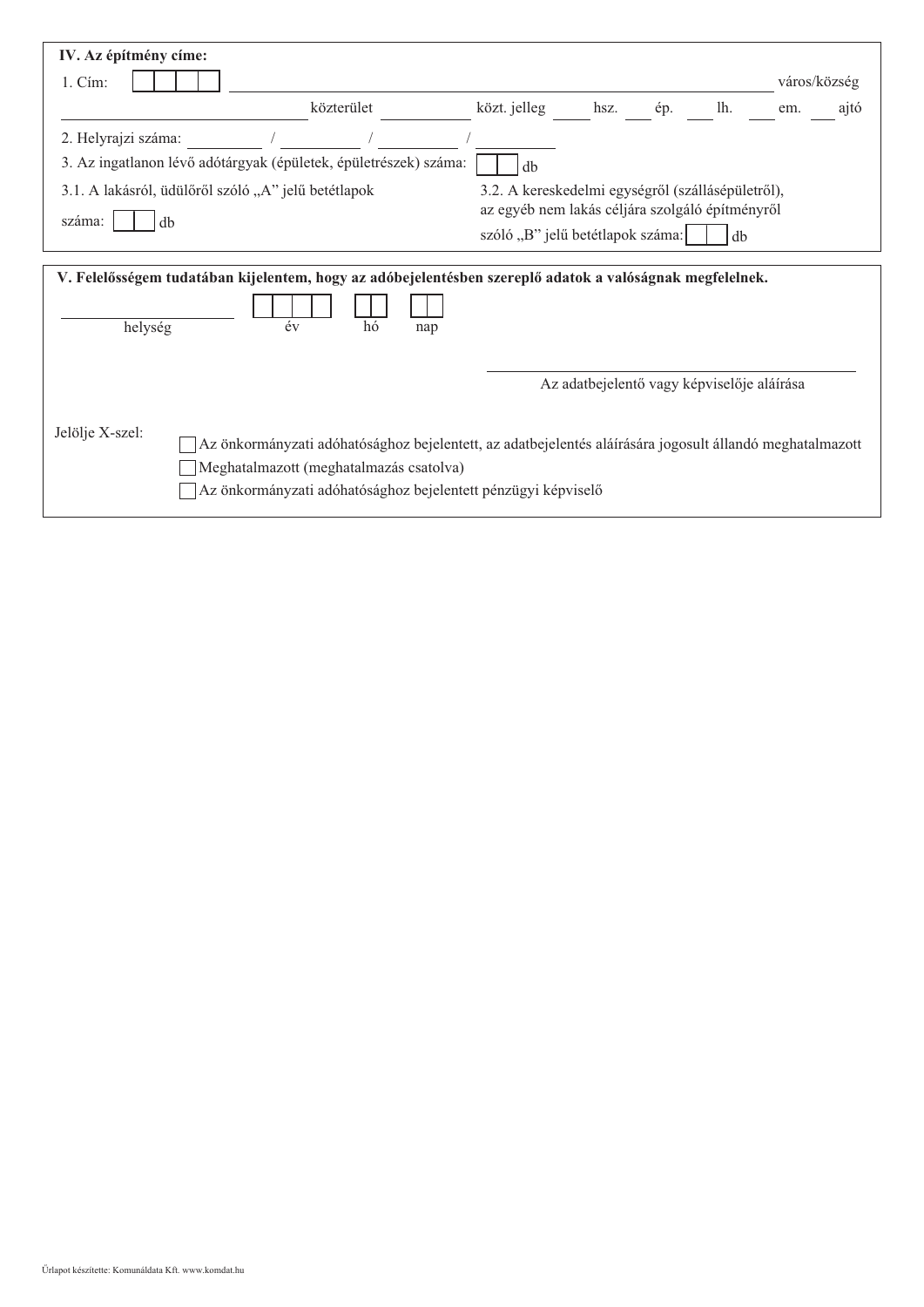## IV. Az építmény címe:

1. Cím: ☐☐☐☐ ______________________________ város/község

______________________ közterület ____________ közt. jelleg ______ hsz. ____ ép. ____ lh. ____ em. ____ ajtó

2. Helyrajzi száma: __________ / __________ / __________ / __________

3. Az ingatlanon lévő adótárgyak (épületek, épületrészek) száma: ☐☐ db

3.1. A lakásról, üdülőről szóló „A” jelű betétlapok száma: ☐☐ db

3.2. A kereskedelmi egységről (szállásépületről), az egyéb nem lakás céljára szolgáló építményről szóló „B” jelű betétlapok száma: ☐☐ db

## V. Felelősségem tudatában kijelentem, hogy az adóbejelentésben szereplő adatok a valóságnak megfelelnek.

______________________ ☐☐☐☐ ☐☐ ☐☐

helység év hó nap

______________________________

Az adatbejelentő vagy képviselője aláírása

Jelölje X-szel:

- ☐ Az önkormányzati adóhatósághoz bejelentett, az adatbejelentés aláírására jogosult állandó meghatalmazott
- ☐ Meghatalmazott (meghatalmazás csatolva)
- ☐ Az önkormányzati adóhatósághoz bejelentett pénzügyi képviselő

Űrlapot készítette: Komunáldata Kft. www.komdat.hu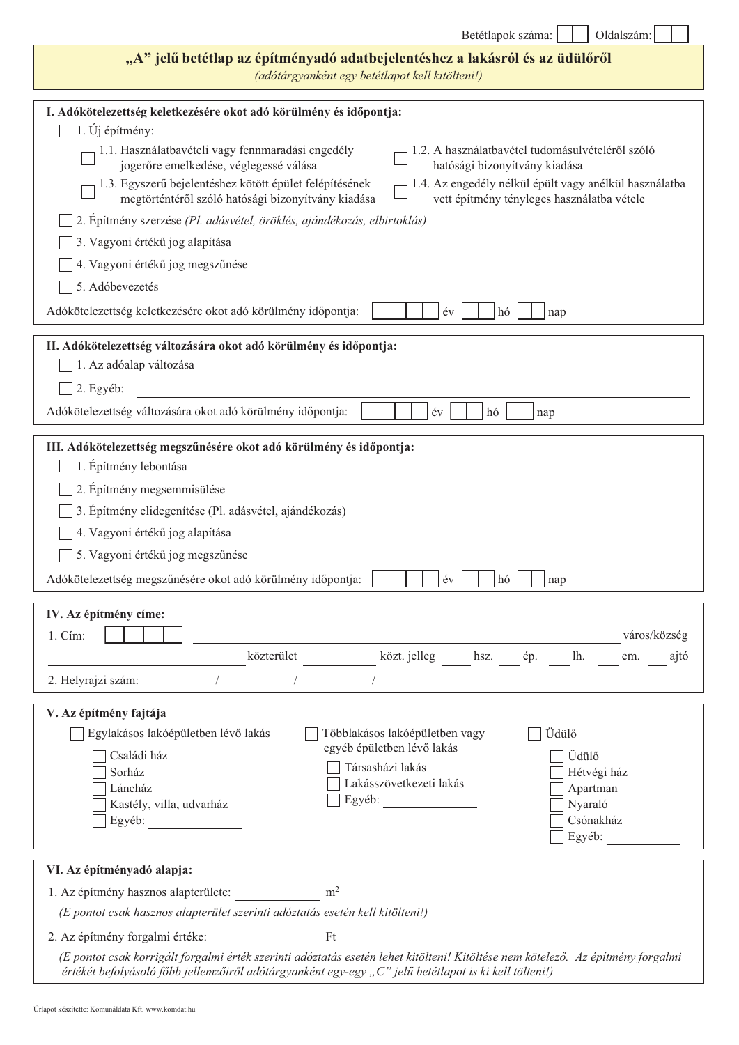Betétlapok száma: ☐☐ Oldalszám: ☐☐

# „A” jelű betétlap az építményadó adatbejelentéshez a lakásról és az üdülőről

*(adótárgyanként egy betétlapot kell kitölteni!)*

## I. Adókötelezettség keletkezésére okot adó körülmény és időpontja:

☐ 1. Új építmény:

- ☐ 1.1. Használatbavételi vagy fennmaradási engedély jogerőre emelkedése, véglegessé válása
- ☐ 1.2. A használatbavétel tudomásulvételéről szóló hatósági bizonyítvány kiadása
- ☐ 1.3. Egyszerű bejelentéshez kötött épület felépítésének megtörténtéről szóló hatósági bizonyítvány kiadása
- ☐ 1.4. Az engedély nélkül épült vagy anélkül használatba vett építmény tényleges használatba vétele

☐ 2. Építmény szerzése *(Pl. adásvétel, öröklés, ajándékozás, elbirtoklás)*

☐ 3. Vagyoni értékű jog alapítása

☐ 4. Vagyoni értékű jog megszűnése

☐ 5. Adóbevezetés

Adókötelezettség keletkezésére okot adó körülmény időpontja: ☐☐☐☐ év ☐☐ hó ☐☐ nap

## II. Adókötelezettség változására okot adó körülmény és időpontja:

☐ 1. Az adóalap változása

☐ 2. Egyéb: ____________________

Adókötelezettség változására okot adó körülmény időpontja: ☐☐☐☐ év ☐☐ hó ☐☐ nap

## III. Adókötelezettség megszűnésére okot adó körülmény és időpontja:

☐ 1. Építmény lebontása

☐ 2. Építmény megsemmisülése

☐ 3. Építmény elidegenítése (Pl. adásvétel, ajándékozás)

☐ 4. Vagyoni értékű jog alapítása

☐ 5. Vagyoni értékű jog megszűnése

Adókötelezettség megszűnésére okot adó körülmény időpontja: ☐☐☐☐ év ☐☐ hó ☐☐ nap

## IV. Az építmény címe:

1. Cím: ☐☐☐☐ ____________________ város/község

____________ közterület ________ közt. jelleg ____ hsz. ____ ép. ____ lh. ____ em. ____ ajtó

2. Helyrajzi szám: ________ / ________ / ________ / ________

## V. Az építmény fajtája

☐ Egylakásos lakóépületben lévő lakás

- ☐ Családi ház
- ☐ Sorház
- ☐ Láncház
- ☐ Kastély, villa, udvarház
- ☐ Egyéb: ____________

☐ Többlakásos lakóépületben vagy egyéb épületben lévő lakás

- ☐ Társasházi lakás
- ☐ Lakásszövetkezeti lakás
- ☐ Egyéb: ____________

☐ Üdülő

- ☐ Üdülő
- ☐ Hétvégi ház
- ☐ Apartman
- ☐ Nyaraló
- ☐ Csónakház
- ☐ Egyéb: ____________

## VI. Az építményadó alapja:

1. Az építmény hasznos alapterülete: ____________ $m^2$

*(E pontot csak hasznos alapterület szerinti adóztatás esetén kell kitölteni!)*

2. Az építmény forgalmi értéke: ____________ Ft

*(E pontot csak korrigált forgalmi érték szerinti adóztatás esetén lehet kitölteni! Kitöltése nem kötelező. Az építmény forgalmi értékét befolyásoló főbb jellemzőiről adótárgyanként egy-egy „C” jelű betétlapot is ki kell tölteni!)*

Űrlapot készítette: Komunáldata Kft. www.komdat.hu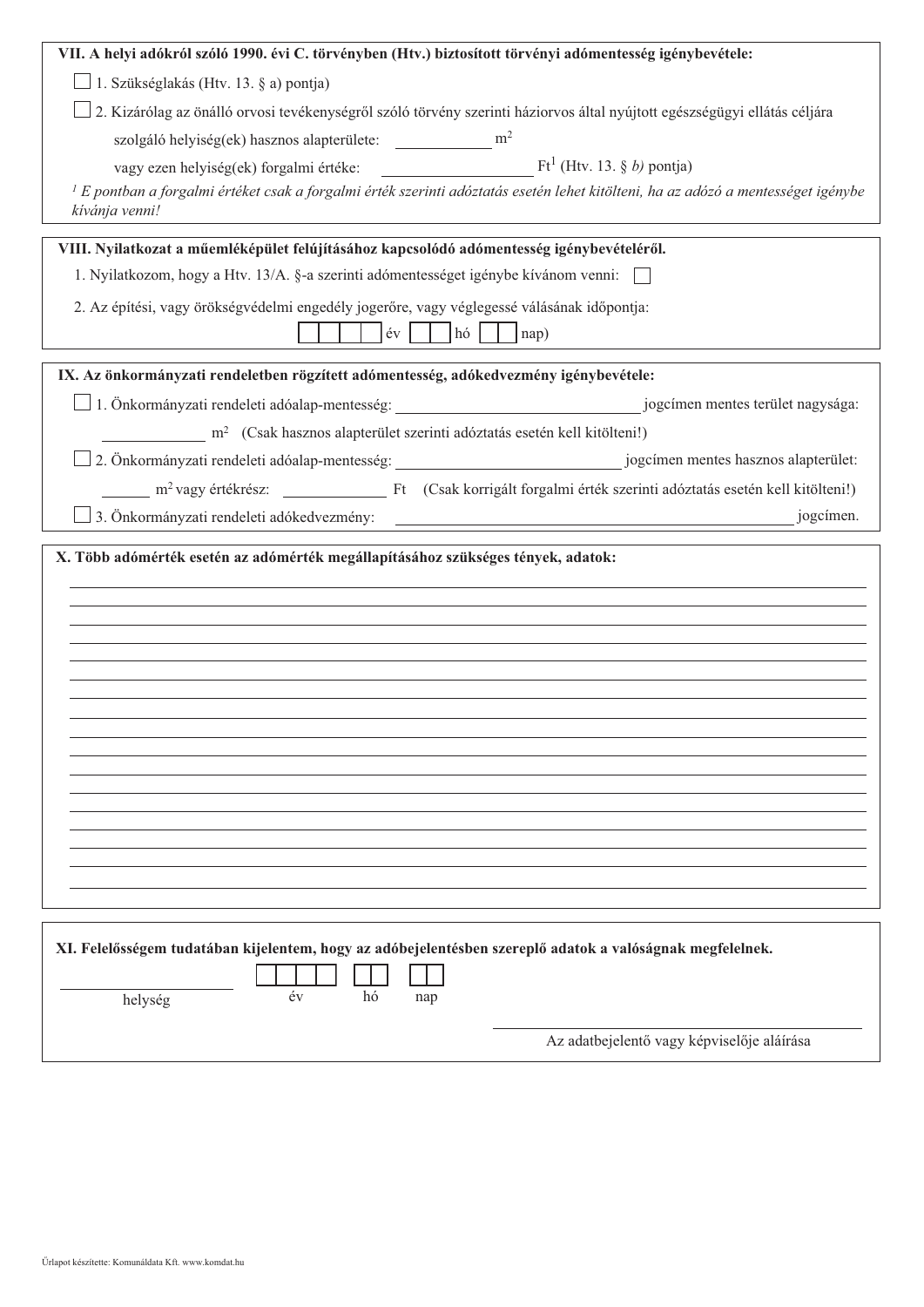**VII. A helyi adókról szóló 1990. évi C. törvényben (Htv.) biztosított törvényi adómentesség igénybevétele:**

☐ 1. Szükséglakás (Htv. 13. § a) pontja)

☐ 2. Kizárólag az önálló orvosi tevékenységről szóló törvény szerinti háziorvos által nyújtott egészségügyi ellátás céljára szolgáló helyiség(ek) hasznos alapterülete: ____________ $m^2$

vagy ezen helyiség(ek) forgalmi értéke: ________________ Ft[1] (Htv. 13. § *b)* pontja)

*[1] E pontban a forgalmi értéket csak a forgalmi érték szerinti adóztatás esetén lehet kitölteni, ha az adózó a mentességet igénybe kívánja venni!*

**VIII. Nyilatkozat a műemléképület felújításához kapcsolódó adómentesség igénybevételéről.**

1. Nyilatkozom, hogy a Htv. 13/A. §-a szerinti adómentességet igénybe kívánom venni: ☐

2. Az építési, vagy örökségvédelmi engedély jogerőre, vagy véglegessé válásának időpontja:

☐☐☐☐ év ☐☐ hó ☐☐ nap)

**IX. Az önkormányzati rendeletben rögzített adómentesség, adókedvezmény igénybevétele:**

☐ 1. Önkormányzati rendeleti adóalap-mentesség: ____________________________ jogcímen mentes terület nagysága:

____________ $m^2$ (Csak hasznos alapterület szerinti adóztatás esetén kell kitölteni!)

☐ 2. Önkormányzati rendeleti adóalap-mentesség: ____________________________ jogcímen mentes hasznos alapterület:

______ $m^2$ vagy értékrész: ____________ Ft (Csak korrigált forgalmi érték szerinti adóztatás esetén kell kitölteni!)

☐ 3. Önkormányzati rendeleti adókedvezmény: ____________________________________________ jogcímen.

**X. Több adómérték esetén az adómérték megállapításához szükséges tények, adatok:**

______________________________________________________________________________

______________________________________________________________________________

______________________________________________________________________________

______________________________________________________________________________

______________________________________________________________________________

______________________________________________________________________________

______________________________________________________________________________

______________________________________________________________________________

______________________________________________________________________________

______________________________________________________________________________

______________________________________________________________________________

______________________________________________________________________________

______________________________________________________________________________

______________________________________________________________________________

______________________________________________________________________________

______________________________________________________________________________

**XI. Felelősségem tudatában kijelentem, hogy az adóbejelentésben szereplő adatok a valóságnak megfelelnek.**

____________________ ☐☐☐☐ ☐☐ ☐☐

helység év hó nap

____________________________________

Az adatbejelentő vagy képviselője aláírása

Űrlapot készítette: Komunáldata Kft. www.komdat.hu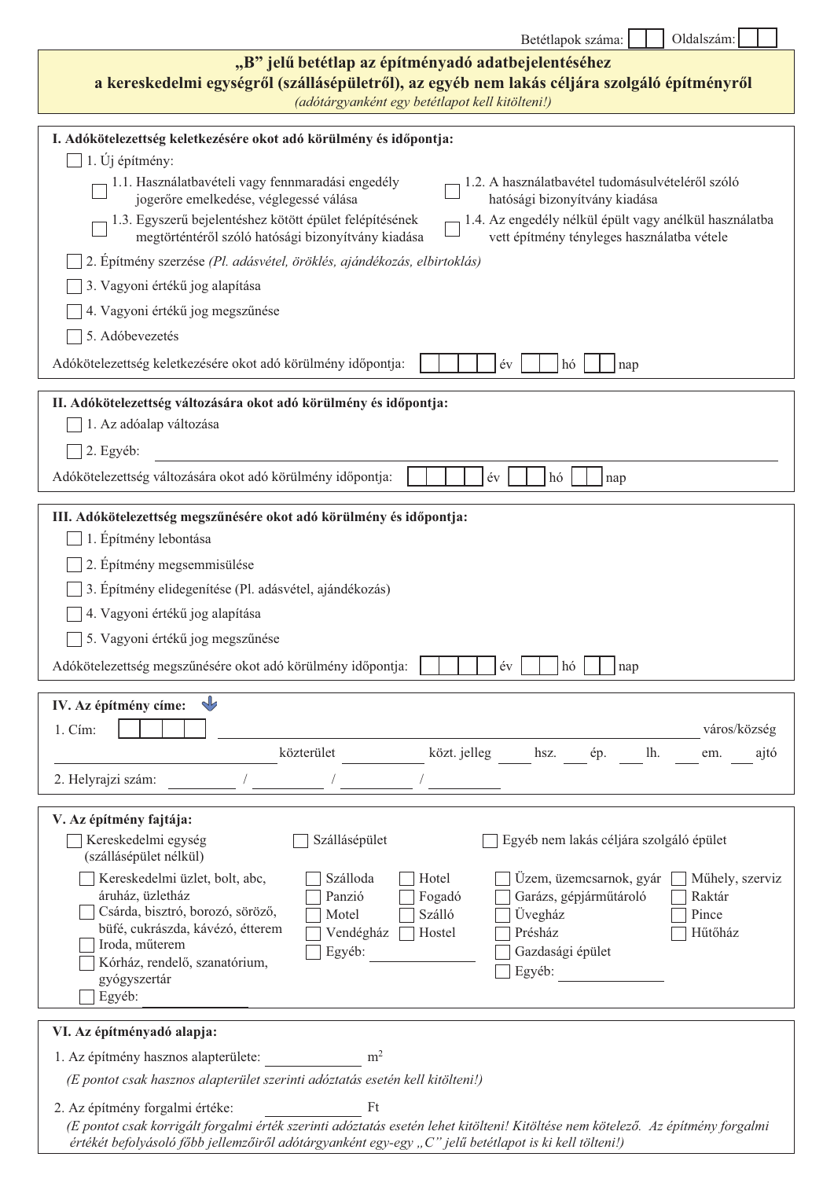Betétlapok száma: ☐☐ Oldalszám: ☐☐

# „B" jelű betétlap az építményadó adatbejelentéséhez a kereskedelmi egységről (szállásépületről), az egyéb nem lakás céljára szolgáló építményről

*(adótárgyanként egy betétlapot kell kitölteni!)*

## I. Adókötelezettség keletkezésére okot adó körülmény és időpontja:

☐ 1. Új építmény:

- ☐ 1.1. Használatbavételi vagy fennmaradási engedély jogerőre emelkedése, véglegessé válása
- ☐ 1.2. A használatbavétel tudomásulvételéről szóló hatósági bizonyítvány kiadása
- ☐ 1.3. Egyszerű bejelentéshez kötött épület felépítésének megtörténtéről szóló hatósági bizonyítvány kiadása
- ☐ 1.4. Az engedély nélkül épült vagy anélkül használatba vett építmény tényleges használatba vétele

☐ 2. Építmény szerzése *(Pl. adásvétel, öröklés, ajándékozás, elbirtoklás)*

☐ 3. Vagyoni értékű jog alapítása

☐ 4. Vagyoni értékű jog megszűnése

☐ 5. Adóbevezetés

Adókötelezettség keletkezésére okot adó körülmény időpontja: ☐☐☐☐ év ☐☐ hó ☐☐ nap

## II. Adókötelezettség változására okot adó körülmény és időpontja:

☐ 1. Az adóalap változása

☐ 2. Egyéb: ______________________________

Adókötelezettség változására okot adó körülmény időpontja: ☐☐☐☐ év ☐☐ hó ☐☐ nap

## III. Adókötelezettség megszűnésére okot adó körülmény és időpontja:

☐ 1. Építmény lebontása

☐ 2. Építmény megsemmisülése

☐ 3. Építmény elidegenítése (Pl. adásvétel, ajándékozás)

☐ 4. Vagyoni értékű jog alapítása

☐ 5. Vagyoni értékű jog megszűnése

Adókötelezettség megszűnésére okot adó körülmény időpontja: ☐☐☐☐ év ☐☐ hó ☐☐ nap

## IV. Az építmény címe:

1. Cím: ☐☐☐☐ ______________________________ város/község

______________________ közterület ____________ közt. jelleg _____ hsz. _____ ép. _____ lh. _____ em. _____ ajtó

2. Helyrajzi szám: __________ / __________ / __________ / __________

## V. Az építmény fajtája:

☐ Kereskedelmi egység (szállásépület nélkül)

- ☐ Kereskedelmi üzlet, bolt, abc, áruház, üzletház
- ☐ Csárda, bisztró, borozó, söröző, büfé, cukrászda, kávézó, étterem
- ☐ Iroda, műterem
- ☐ Kórház, rendelő, szanatórium, gyógyszertár
- ☐ Egyéb: ______________

☐ Szállásépület

- ☐ Szálloda
- ☐ Hotel
- ☐ Panzió
- ☐ Fogadó
- ☐ Motel
- ☐ Szálló
- ☐ Vendégház
- ☐ Hostel
- ☐ Egyéb: ______________

☐ Egyéb nem lakás céljára szolgáló épület

- ☐ Üzem, üzemcsarnok, gyár
- ☐ Műhely, szerviz
- ☐ Garázs, gépjárműtároló
- ☐ Raktár
- ☐ Üvegház
- ☐ Pince
- ☐ Présház
- ☐ Hűtőház
- ☐ Gazdasági épület
- ☐ Egyéb: ______________

## VI. Az építményadó alapja:

1. Az építmény hasznos alapterülete: ______________ $m^2$

*(E pontot csak hasznos alapterület szerinti adóztatás esetén kell kitölteni!)*

2. Az építmény forgalmi értéke: ______________ Ft

*(E pontot csak korrigált forgalmi érték szerinti adóztatás esetén lehet kitölteni! Kitöltése nem kötelező. Az építmény forgalmi értékét befolyásoló főbb jellemzőiről adótárgyanként egy-egy „C" jelű betétlapot is ki kell tölteni!)*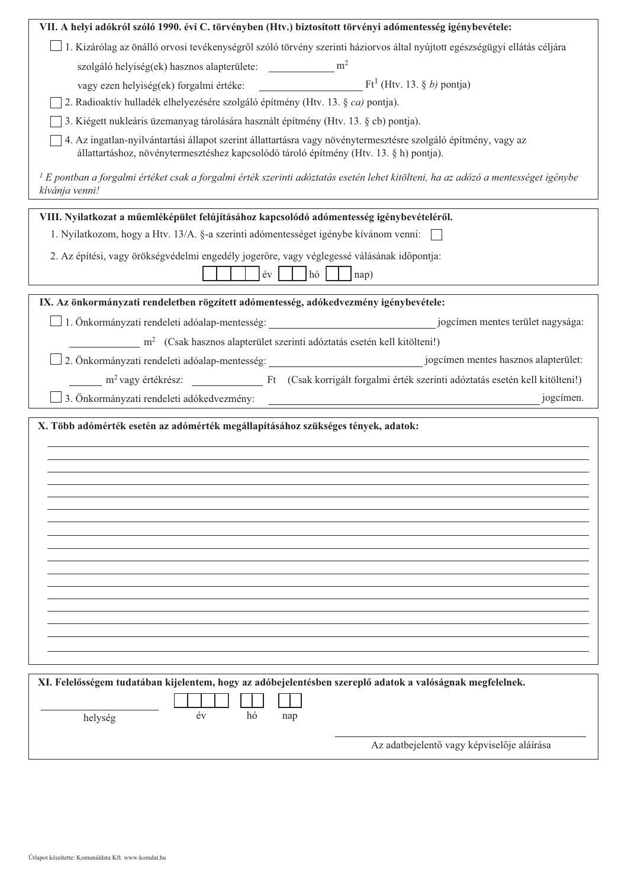**VII. A helyi adókról szóló 1990. évi C. törvényben (Htv.) biztosított törvényi adómentesség igénybevétele:**

☐ 1. Kizárólag az önálló orvosi tevékenységről szóló törvény szerinti háziorvos által nyújtott egészségügyi ellátás céljára szolgáló helyiség(ek) hasznos alapterülete: ____________ $m^2$

vagy ezen helyiség(ek) forgalmi értéke: ____________________ Ft[1] (Htv. 13. § *b)* pontja)

☐ 2. Radioaktív hulladék elhelyezésére szolgáló építmény (Htv. 13. § *ca)* pontja).

☐ 3. Kiégett nukleáris üzemanyag tárolására használt építmény (Htv. 13. § cb) pontja).

☐ 4. Az ingatlan-nyilvántartási állapot szerint állattartásra vagy növénytermesztésre szolgáló építmény, vagy az állattartáshoz, növénytermesztéshez kapcsolódó tároló építmény (Htv. 13. § h) pontja).

*[1] E pontban a forgalmi értéket csak a forgalmi érték szerinti adóztatás esetén lehet kitölteni, ha az adózó a mentességet igénybe kívánja venni!*

**VIII. Nyilatkozat a műemléképület felújításához kapcsolódó adómentesség igénybevételéről.**

1. Nyilatkozom, hogy a Htv. 13/A. §-a szerinti adómentességet igénybe kívánom venni: ☐

2. Az építési, vagy örökségvédelmi engedély jogerőre, vagy véglegessé válásának időpontja:

☐☐☐☐ év ☐☐ hó ☐☐ nap)

**IX. Az önkormányzati rendeletben rögzített adómentesség, adókedvezmény igénybevétele:**

☐ 1. Önkormányzati rendeleti adóalap-mentesség: ______________________________ jogcímen mentes terület nagysága: ____________ $m^2$ (Csak hasznos alapterület szerinti adóztatás esetén kell kitölteni!)

☐ 2. Önkormányzati rendeleti adóalap-mentesség: ______________________________ jogcímen mentes hasznos alapterület: ______ $m^2$ vagy értékrész: ____________ Ft (Csak korrigált forgalmi érték szerinti adóztatás esetén kell kitölteni!)

☐ 3. Önkormányzati rendeleti adókedvezmény: ________________________________________________ jogcímen.

**X. Több adómérték esetén az adómérték megállapításához szükséges tények, adatok:**

________________________________________________________________________________

________________________________________________________________________________

________________________________________________________________________________

________________________________________________________________________________

________________________________________________________________________________

________________________________________________________________________________

________________________________________________________________________________

________________________________________________________________________________

________________________________________________________________________________

________________________________________________________________________________

________________________________________________________________________________

________________________________________________________________________________

________________________________________________________________________________

________________________________________________________________________________

________________________________________________________________________________

________________________________________________________________________________

________________________________________________________________________________

**XI. Felelősségem tudatában kijelentem, hogy az adóbejelentésben szereplő adatok a valóságnak megfelelnek.**

____________________ ☐☐☐☐ ☐☐ ☐☐

helység év hó nap

________________________________________

Az adatbejelentő vagy képviselője aláírása

Űrlapot készítette: Komunáldata Kft. www.komdat.hu